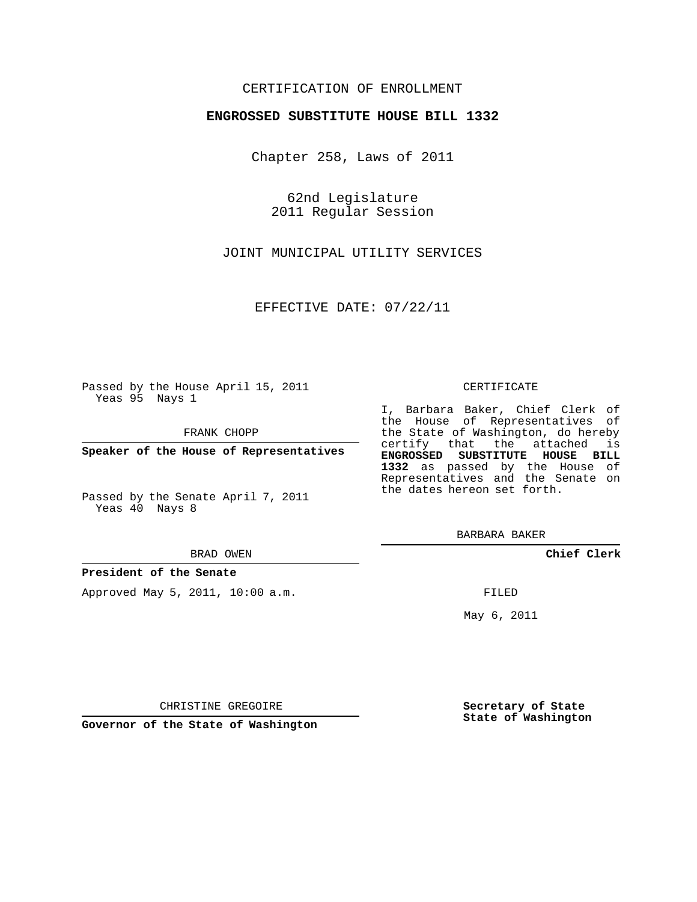CERTIFICATION OF ENROLLMENT

**ENGROSSED SUBSTITUTE HOUSE BILL 1332**

Chapter 258, Laws of 2011

62nd Legislature
2011 Regular Session

JOINT MUNICIPAL UTILITY SERVICES

EFFECTIVE DATE: 07/22/11

Passed by the House April 15, 2011
Yeas 95 Nays 1

FRANK CHOPP

**Speaker of the House of Representatives**

Passed by the Senate April 7, 2011
Yeas 40 Nays 8

BRAD OWEN

**President of the Senate**

Approved May 5, 2011, 10:00 a.m.

CHRISTINE GREGOIRE

**Governor of the State of Washington**

CERTIFICATE

I, Barbara Baker, Chief Clerk of the House of Representatives of the State of Washington, do hereby certify that the attached is **ENGROSSED SUBSTITUTE HOUSE BILL 1332** as passed by the House of Representatives and the Senate on the dates hereon set forth.

BARBARA BAKER

**Chief Clerk**

FILED

May 6, 2011

**Secretary of State**
**State of Washington**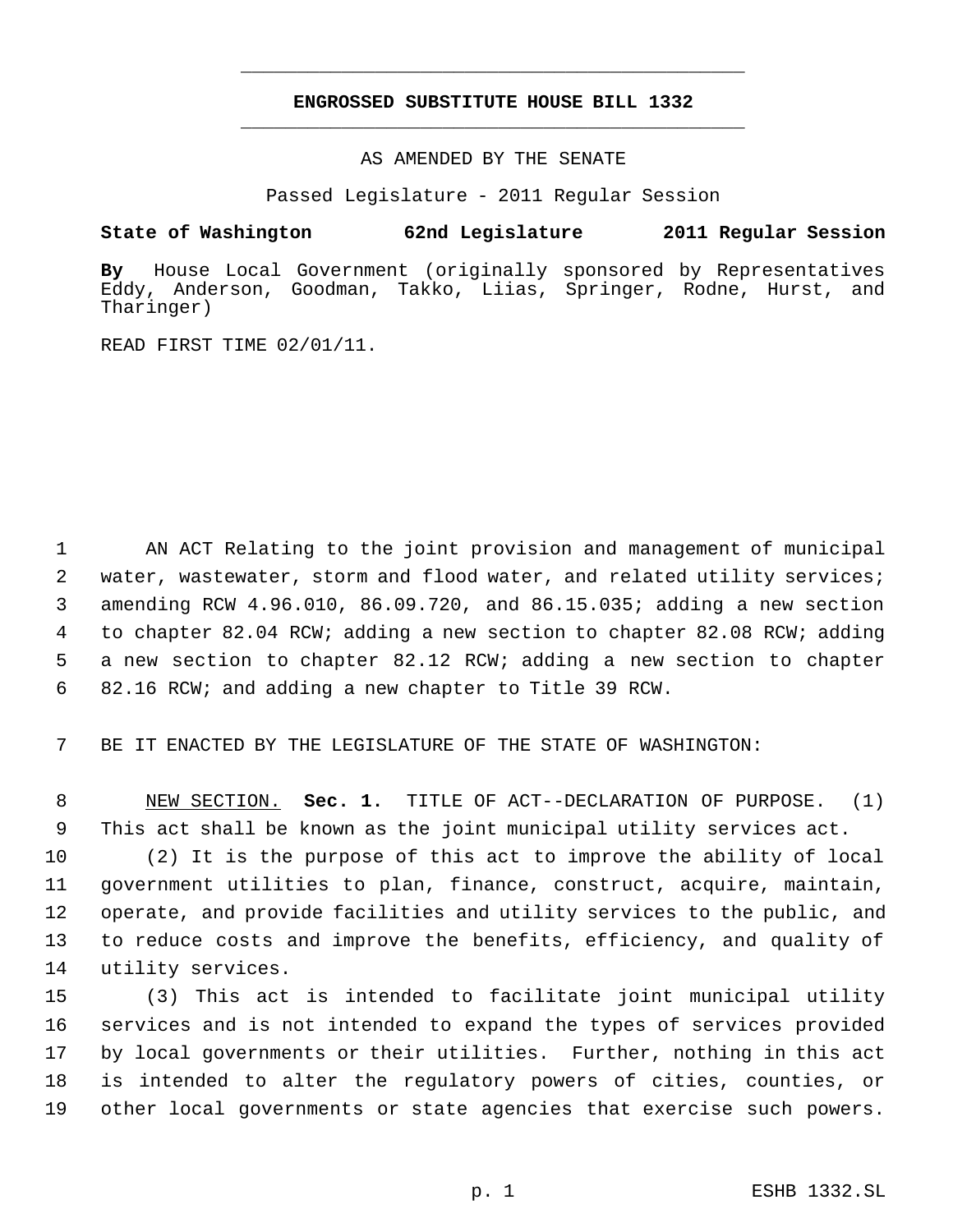# ENGROSSED SUBSTITUTE HOUSE BILL 1332

AS AMENDED BY THE SENATE

Passed Legislature - 2011 Regular Session

**State of Washington 62nd Legislature 2011 Regular Session**

**By** House Local Government (originally sponsored by Representatives Eddy, Anderson, Goodman, Takko, Liias, Springer, Rodne, Hurst, and Tharinger)

READ FIRST TIME 02/01/11.

AN ACT Relating to the joint provision and management of municipal water, wastewater, storm and flood water, and related utility services; amending RCW 4.96.010, 86.09.720, and 86.15.035; adding a new section to chapter 82.04 RCW; adding a new section to chapter 82.08 RCW; adding a new section to chapter 82.12 RCW; adding a new section to chapter 82.16 RCW; and adding a new chapter to Title 39 RCW.

BE IT ENACTED BY THE LEGISLATURE OF THE STATE OF WASHINGTON:

NEW SECTION. **Sec. 1.** TITLE OF ACT--DECLARATION OF PURPOSE. (1) This act shall be known as the joint municipal utility services act.

(2) It is the purpose of this act to improve the ability of local government utilities to plan, finance, construct, acquire, maintain, operate, and provide facilities and utility services to the public, and to reduce costs and improve the benefits, efficiency, and quality of utility services.

(3) This act is intended to facilitate joint municipal utility services and is not intended to expand the types of services provided by local governments or their utilities. Further, nothing in this act is intended to alter the regulatory powers of cities, counties, or other local governments or state agencies that exercise such powers.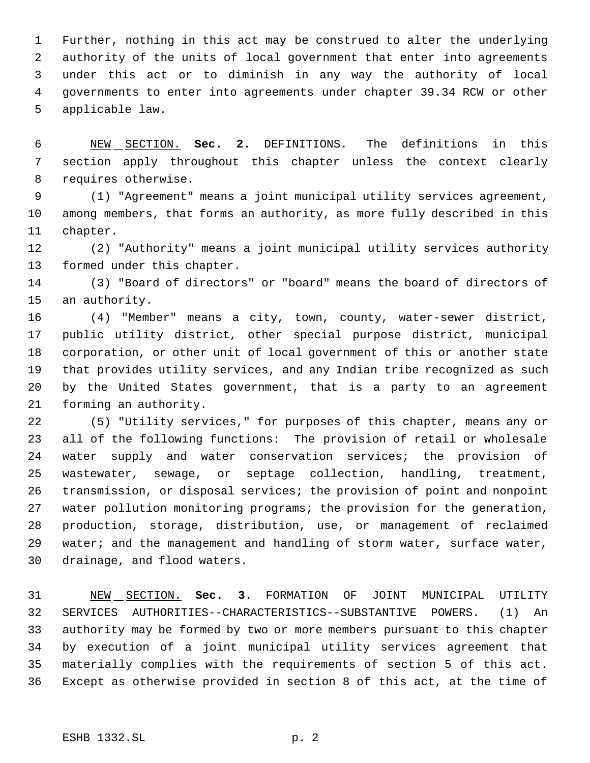Further, nothing in this act may be construed to alter the underlying authority of the units of local government that enter into agreements under this act or to diminish in any way the authority of local governments to enter into agreements under chapter 39.34 RCW or other applicable law.

NEW SECTION. **Sec. 2.** DEFINITIONS. The definitions in this section apply throughout this chapter unless the context clearly requires otherwise.

(1) "Agreement" means a joint municipal utility services agreement, among members, that forms an authority, as more fully described in this chapter.

(2) "Authority" means a joint municipal utility services authority formed under this chapter.

(3) "Board of directors" or "board" means the board of directors of an authority.

(4) "Member" means a city, town, county, water-sewer district, public utility district, other special purpose district, municipal corporation, or other unit of local government of this or another state that provides utility services, and any Indian tribe recognized as such by the United States government, that is a party to an agreement forming an authority.

(5) "Utility services," for purposes of this chapter, means any or all of the following functions: The provision of retail or wholesale water supply and water conservation services; the provision of wastewater, sewage, or septage collection, handling, treatment, transmission, or disposal services; the provision of point and nonpoint water pollution monitoring programs; the provision for the generation, production, storage, distribution, use, or management of reclaimed water; and the management and handling of storm water, surface water, drainage, and flood waters.

NEW SECTION. **Sec. 3.** FORMATION OF JOINT MUNICIPAL UTILITY SERVICES AUTHORITIES--CHARACTERISTICS--SUBSTANTIVE POWERS. (1) An authority may be formed by two or more members pursuant to this chapter by execution of a joint municipal utility services agreement that materially complies with the requirements of section 5 of this act. Except as otherwise provided in section 8 of this act, at the time of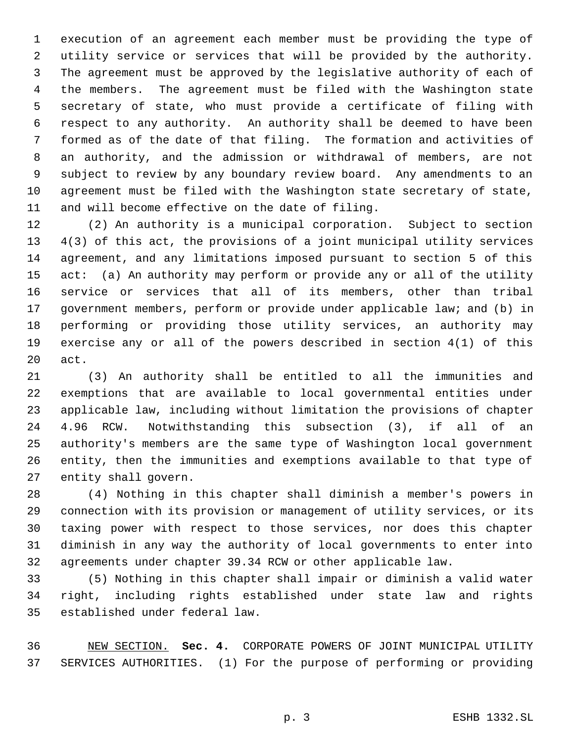execution of an agreement each member must be providing the type of utility service or services that will be provided by the authority. The agreement must be approved by the legislative authority of each of the members. The agreement must be filed with the Washington state secretary of state, who must provide a certificate of filing with respect to any authority. An authority shall be deemed to have been formed as of the date of that filing. The formation and activities of an authority, and the admission or withdrawal of members, are not subject to review by any boundary review board. Any amendments to an agreement must be filed with the Washington state secretary of state, and will become effective on the date of filing.

(2) An authority is a municipal corporation. Subject to section 4(3) of this act, the provisions of a joint municipal utility services agreement, and any limitations imposed pursuant to section 5 of this act: (a) An authority may perform or provide any or all of the utility service or services that all of its members, other than tribal government members, perform or provide under applicable law; and (b) in performing or providing those utility services, an authority may exercise any or all of the powers described in section 4(1) of this act.

(3) An authority shall be entitled to all the immunities and exemptions that are available to local governmental entities under applicable law, including without limitation the provisions of chapter 4.96 RCW. Notwithstanding this subsection (3), if all of an authority's members are the same type of Washington local government entity, then the immunities and exemptions available to that type of entity shall govern.

(4) Nothing in this chapter shall diminish a member's powers in connection with its provision or management of utility services, or its taxing power with respect to those services, nor does this chapter diminish in any way the authority of local governments to enter into agreements under chapter 39.34 RCW or other applicable law.

(5) Nothing in this chapter shall impair or diminish a valid water right, including rights established under state law and rights established under federal law.

NEW SECTION. **Sec. 4.** CORPORATE POWERS OF JOINT MUNICIPAL UTILITY SERVICES AUTHORITIES. (1) For the purpose of performing or providing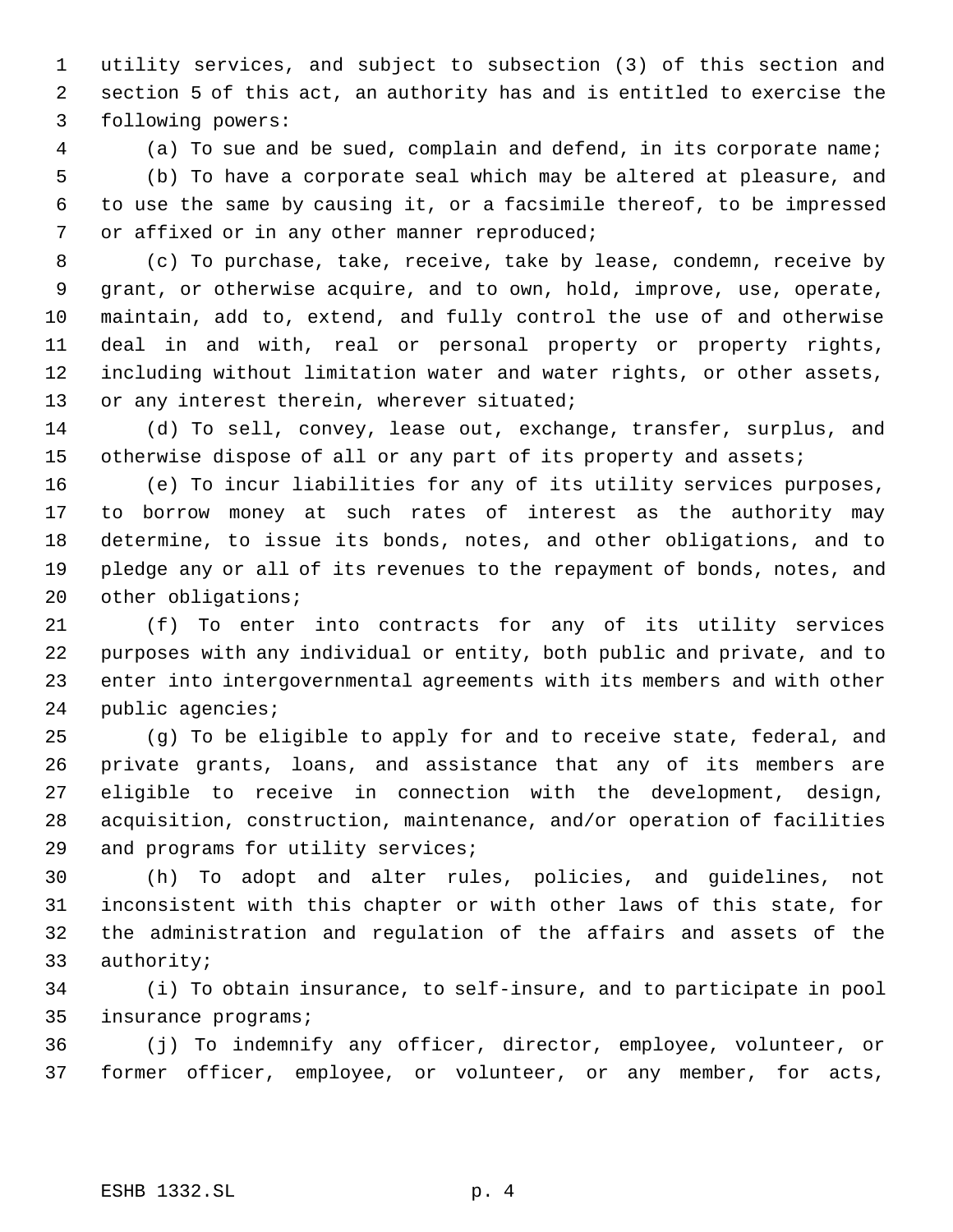utility services, and subject to subsection (3) of this section and section 5 of this act, an authority has and is entitled to exercise the following powers:

(a) To sue and be sued, complain and defend, in its corporate name;

(b) To have a corporate seal which may be altered at pleasure, and to use the same by causing it, or a facsimile thereof, to be impressed or affixed or in any other manner reproduced;

(c) To purchase, take, receive, take by lease, condemn, receive by grant, or otherwise acquire, and to own, hold, improve, use, operate, maintain, add to, extend, and fully control the use of and otherwise deal in and with, real or personal property or property rights, including without limitation water and water rights, or other assets, or any interest therein, wherever situated;

(d) To sell, convey, lease out, exchange, transfer, surplus, and otherwise dispose of all or any part of its property and assets;

(e) To incur liabilities for any of its utility services purposes, to borrow money at such rates of interest as the authority may determine, to issue its bonds, notes, and other obligations, and to pledge any or all of its revenues to the repayment of bonds, notes, and other obligations;

(f) To enter into contracts for any of its utility services purposes with any individual or entity, both public and private, and to enter into intergovernmental agreements with its members and with other public agencies;

(g) To be eligible to apply for and to receive state, federal, and private grants, loans, and assistance that any of its members are eligible to receive in connection with the development, design, acquisition, construction, maintenance, and/or operation of facilities and programs for utility services;

(h) To adopt and alter rules, policies, and guidelines, not inconsistent with this chapter or with other laws of this state, for the administration and regulation of the affairs and assets of the authority;

(i) To obtain insurance, to self-insure, and to participate in pool insurance programs;

(j) To indemnify any officer, director, employee, volunteer, or former officer, employee, or volunteer, or any member, for acts,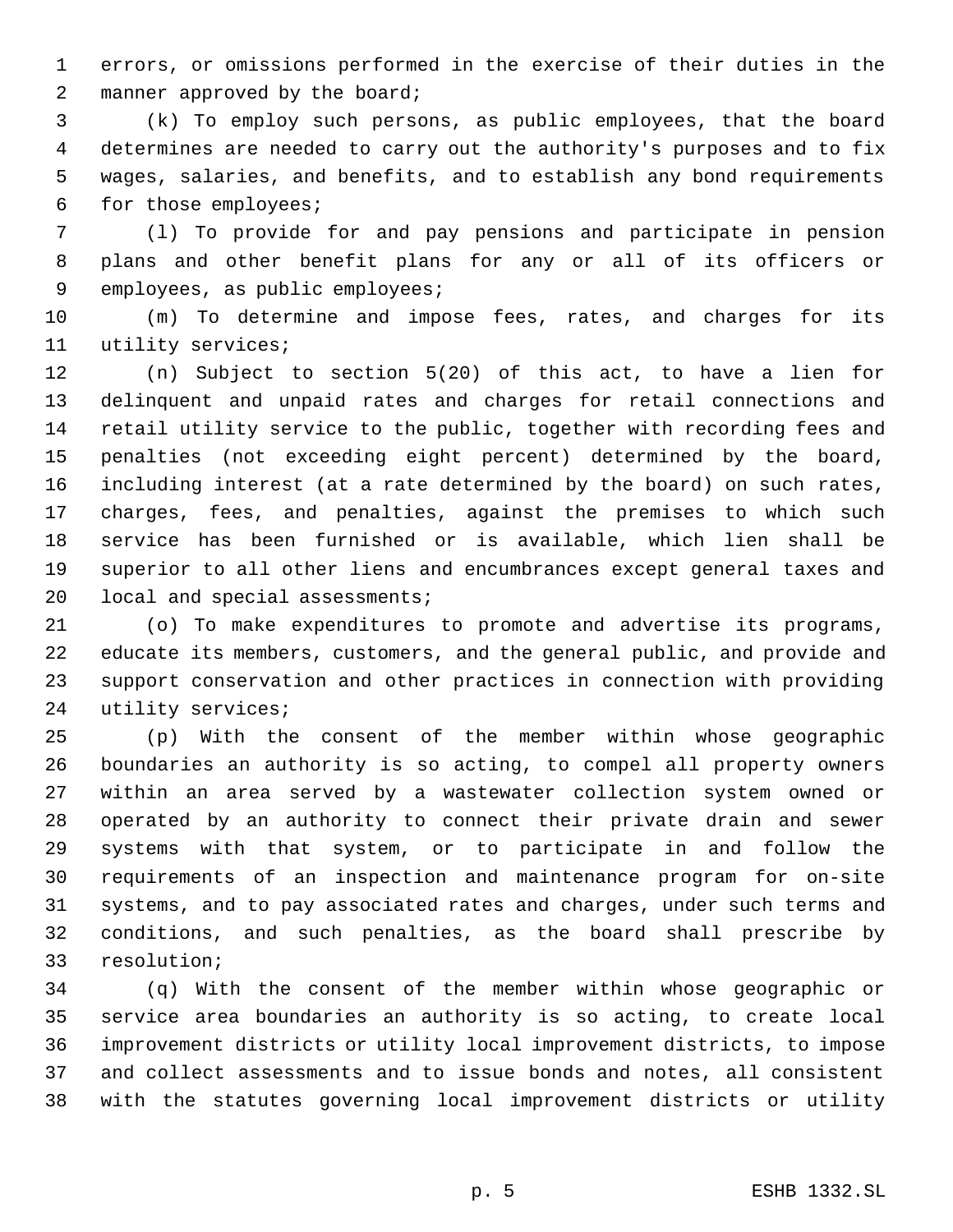errors, or omissions performed in the exercise of their duties in the manner approved by the board;

(k) To employ such persons, as public employees, that the board determines are needed to carry out the authority's purposes and to fix wages, salaries, and benefits, and to establish any bond requirements for those employees;

(l) To provide for and pay pensions and participate in pension plans and other benefit plans for any or all of its officers or employees, as public employees;

(m) To determine and impose fees, rates, and charges for its utility services;

(n) Subject to section 5(20) of this act, to have a lien for delinquent and unpaid rates and charges for retail connections and retail utility service to the public, together with recording fees and penalties (not exceeding eight percent) determined by the board, including interest (at a rate determined by the board) on such rates, charges, fees, and penalties, against the premises to which such service has been furnished or is available, which lien shall be superior to all other liens and encumbrances except general taxes and local and special assessments;

(o) To make expenditures to promote and advertise its programs, educate its members, customers, and the general public, and provide and support conservation and other practices in connection with providing utility services;

(p) With the consent of the member within whose geographic boundaries an authority is so acting, to compel all property owners within an area served by a wastewater collection system owned or operated by an authority to connect their private drain and sewer systems with that system, or to participate in and follow the requirements of an inspection and maintenance program for on-site systems, and to pay associated rates and charges, under such terms and conditions, and such penalties, as the board shall prescribe by resolution;

(q) With the consent of the member within whose geographic or service area boundaries an authority is so acting, to create local improvement districts or utility local improvement districts, to impose and collect assessments and to issue bonds and notes, all consistent with the statutes governing local improvement districts or utility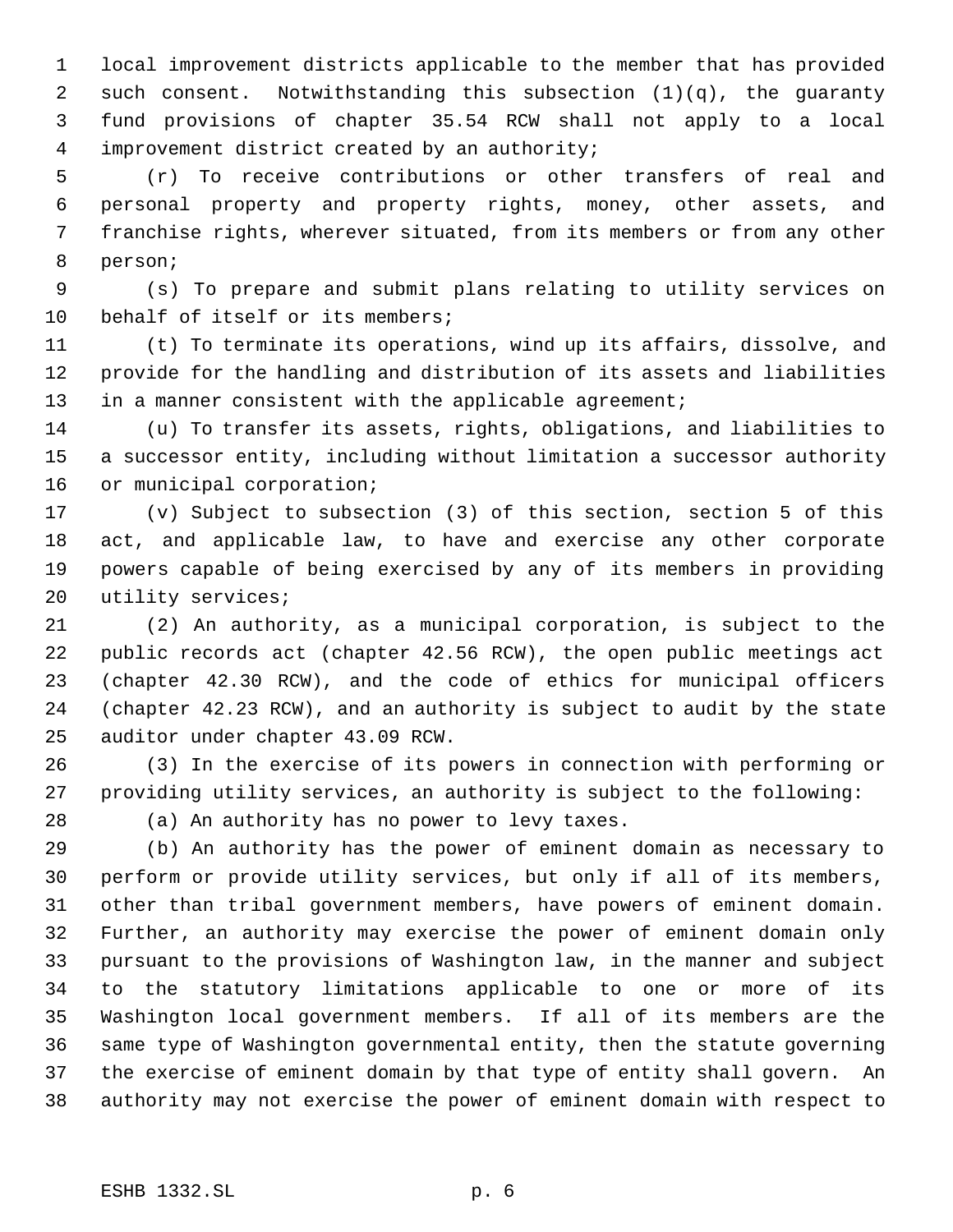local improvement districts applicable to the member that has provided such consent. Notwithstanding this subsection (1)(q), the guaranty fund provisions of chapter 35.54 RCW shall not apply to a local improvement district created by an authority;

(r) To receive contributions or other transfers of real and personal property and property rights, money, other assets, and franchise rights, wherever situated, from its members or from any other person;

(s) To prepare and submit plans relating to utility services on behalf of itself or its members;

(t) To terminate its operations, wind up its affairs, dissolve, and provide for the handling and distribution of its assets and liabilities in a manner consistent with the applicable agreement;

(u) To transfer its assets, rights, obligations, and liabilities to a successor entity, including without limitation a successor authority or municipal corporation;

(v) Subject to subsection (3) of this section, section 5 of this act, and applicable law, to have and exercise any other corporate powers capable of being exercised by any of its members in providing utility services;

(2) An authority, as a municipal corporation, is subject to the public records act (chapter 42.56 RCW), the open public meetings act (chapter 42.30 RCW), and the code of ethics for municipal officers (chapter 42.23 RCW), and an authority is subject to audit by the state auditor under chapter 43.09 RCW.

(3) In the exercise of its powers in connection with performing or providing utility services, an authority is subject to the following:

(a) An authority has no power to levy taxes.

(b) An authority has the power of eminent domain as necessary to perform or provide utility services, but only if all of its members, other than tribal government members, have powers of eminent domain. Further, an authority may exercise the power of eminent domain only pursuant to the provisions of Washington law, in the manner and subject to the statutory limitations applicable to one or more of its Washington local government members. If all of its members are the same type of Washington governmental entity, then the statute governing the exercise of eminent domain by that type of entity shall govern. An authority may not exercise the power of eminent domain with respect to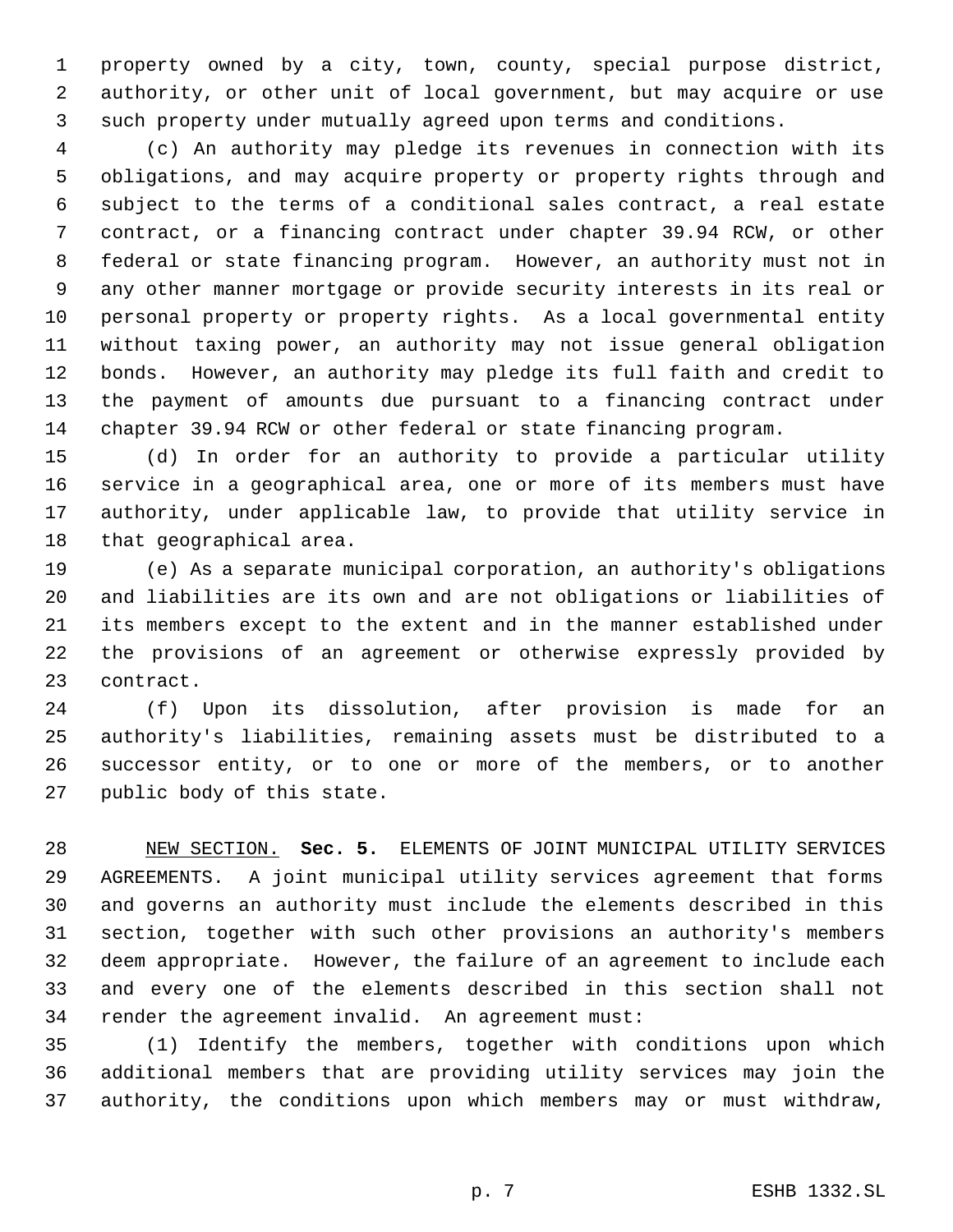property owned by a city, town, county, special purpose district, authority, or other unit of local government, but may acquire or use such property under mutually agreed upon terms and conditions.

(c) An authority may pledge its revenues in connection with its obligations, and may acquire property or property rights through and subject to the terms of a conditional sales contract, a real estate contract, or a financing contract under chapter 39.94 RCW, or other federal or state financing program. However, an authority must not in any other manner mortgage or provide security interests in its real or personal property or property rights. As a local governmental entity without taxing power, an authority may not issue general obligation bonds. However, an authority may pledge its full faith and credit to the payment of amounts due pursuant to a financing contract under chapter 39.94 RCW or other federal or state financing program.

(d) In order for an authority to provide a particular utility service in a geographical area, one or more of its members must have authority, under applicable law, to provide that utility service in that geographical area.

(e) As a separate municipal corporation, an authority's obligations and liabilities are its own and are not obligations or liabilities of its members except to the extent and in the manner established under the provisions of an agreement or otherwise expressly provided by contract.

(f) Upon its dissolution, after provision is made for an authority's liabilities, remaining assets must be distributed to a successor entity, or to one or more of the members, or to another public body of this state.

NEW SECTION. **Sec. 5.** ELEMENTS OF JOINT MUNICIPAL UTILITY SERVICES AGREEMENTS. A joint municipal utility services agreement that forms and governs an authority must include the elements described in this section, together with such other provisions an authority's members deem appropriate. However, the failure of an agreement to include each and every one of the elements described in this section shall not render the agreement invalid. An agreement must:

(1) Identify the members, together with conditions upon which additional members that are providing utility services may join the authority, the conditions upon which members may or must withdraw,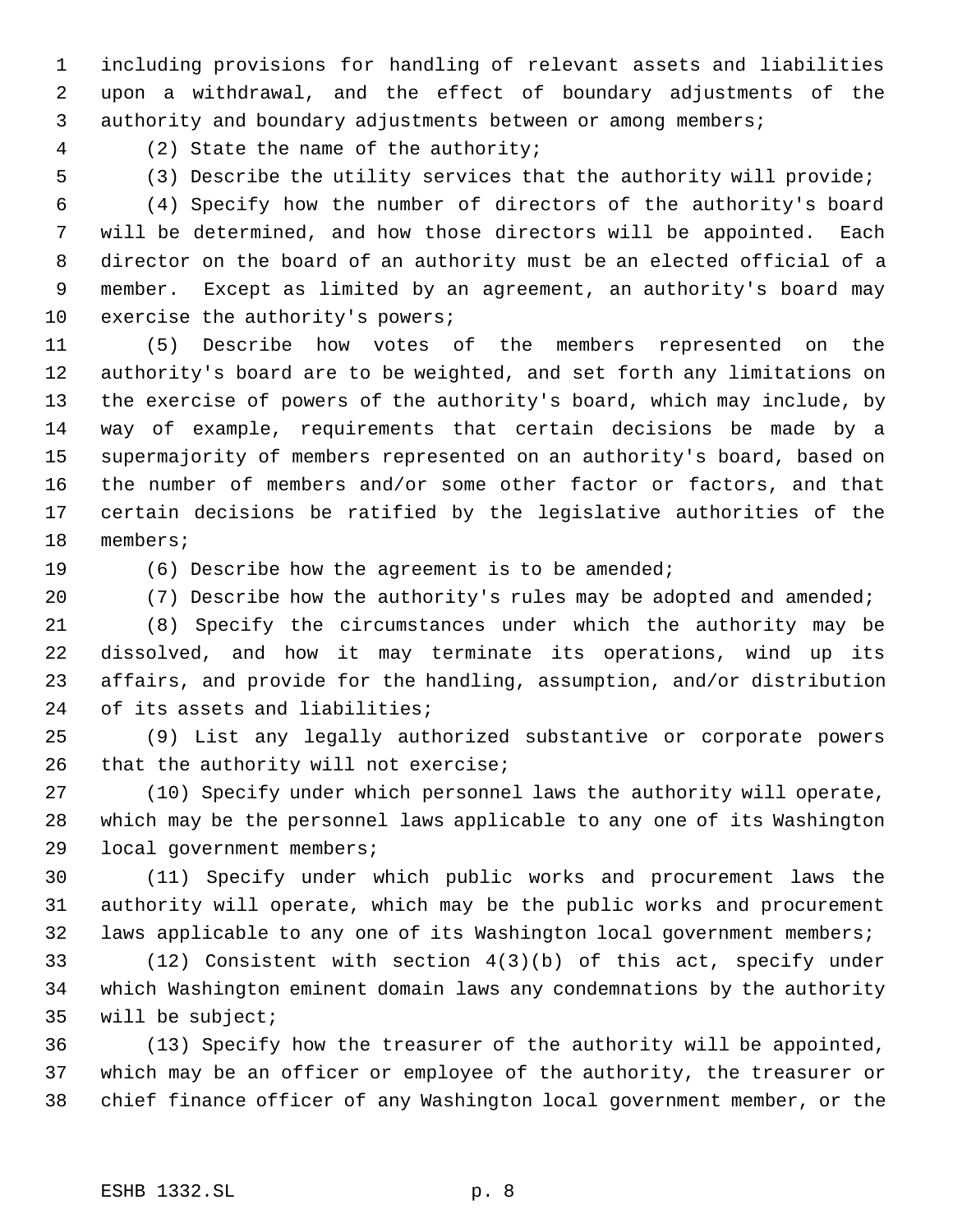including provisions for handling of relevant assets and liabilities upon a withdrawal, and the effect of boundary adjustments of the authority and boundary adjustments between or among members;

(2) State the name of the authority;

(3) Describe the utility services that the authority will provide;

(4) Specify how the number of directors of the authority's board will be determined, and how those directors will be appointed. Each director on the board of an authority must be an elected official of a member. Except as limited by an agreement, an authority's board may exercise the authority's powers;

(5) Describe how votes of the members represented on the authority's board are to be weighted, and set forth any limitations on the exercise of powers of the authority's board, which may include, by way of example, requirements that certain decisions be made by a supermajority of members represented on an authority's board, based on the number of members and/or some other factor or factors, and that certain decisions be ratified by the legislative authorities of the members;

(6) Describe how the agreement is to be amended;

(7) Describe how the authority's rules may be adopted and amended;

(8) Specify the circumstances under which the authority may be dissolved, and how it may terminate its operations, wind up its affairs, and provide for the handling, assumption, and/or distribution of its assets and liabilities;

(9) List any legally authorized substantive or corporate powers that the authority will not exercise;

(10) Specify under which personnel laws the authority will operate, which may be the personnel laws applicable to any one of its Washington local government members;

(11) Specify under which public works and procurement laws the authority will operate, which may be the public works and procurement laws applicable to any one of its Washington local government members;

(12) Consistent with section 4(3)(b) of this act, specify under which Washington eminent domain laws any condemnations by the authority will be subject;

(13) Specify how the treasurer of the authority will be appointed, which may be an officer or employee of the authority, the treasurer or chief finance officer of any Washington local government member, or the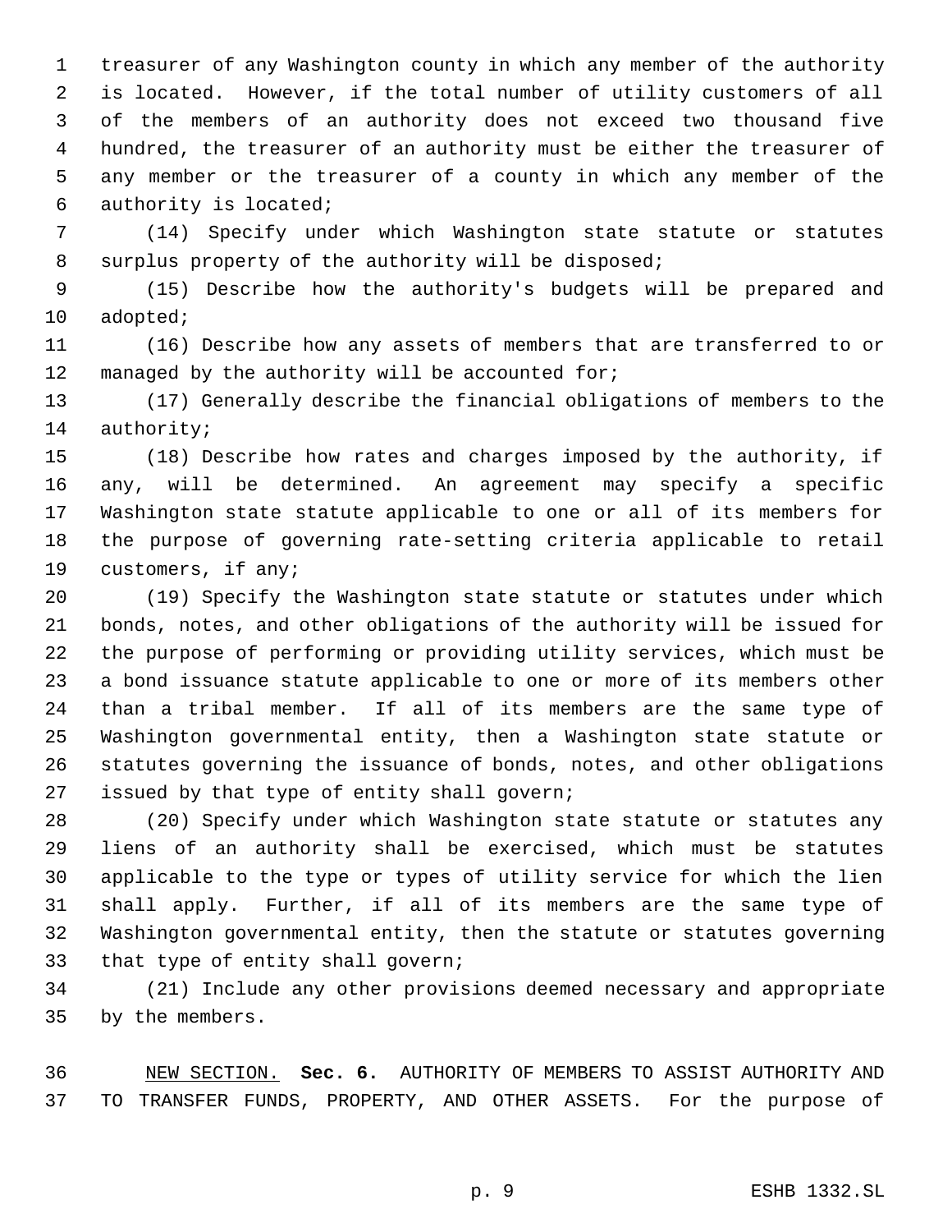treasurer of any Washington county in which any member of the authority is located. However, if the total number of utility customers of all of the members of an authority does not exceed two thousand five hundred, the treasurer of an authority must be either the treasurer of any member or the treasurer of a county in which any member of the authority is located;

(14) Specify under which Washington state statute or statutes surplus property of the authority will be disposed;

(15) Describe how the authority's budgets will be prepared and adopted;

(16) Describe how any assets of members that are transferred to or managed by the authority will be accounted for;

(17) Generally describe the financial obligations of members to the authority;

(18) Describe how rates and charges imposed by the authority, if any, will be determined. An agreement may specify a specific Washington state statute applicable to one or all of its members for the purpose of governing rate-setting criteria applicable to retail customers, if any;

(19) Specify the Washington state statute or statutes under which bonds, notes, and other obligations of the authority will be issued for the purpose of performing or providing utility services, which must be a bond issuance statute applicable to one or more of its members other than a tribal member. If all of its members are the same type of Washington governmental entity, then a Washington state statute or statutes governing the issuance of bonds, notes, and other obligations issued by that type of entity shall govern;

(20) Specify under which Washington state statute or statutes any liens of an authority shall be exercised, which must be statutes applicable to the type or types of utility service for which the lien shall apply. Further, if all of its members are the same type of Washington governmental entity, then the statute or statutes governing that type of entity shall govern;

(21) Include any other provisions deemed necessary and appropriate by the members.

NEW SECTION. **Sec. 6.** AUTHORITY OF MEMBERS TO ASSIST AUTHORITY AND TO TRANSFER FUNDS, PROPERTY, AND OTHER ASSETS. For the purpose of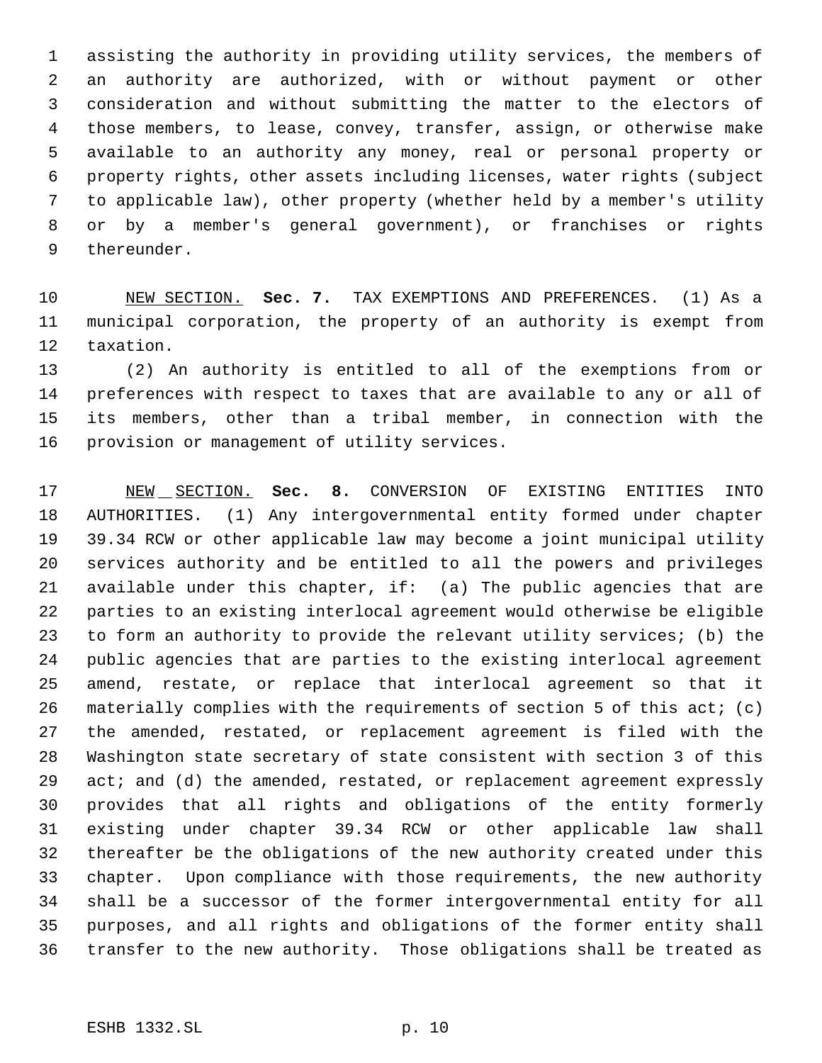assisting the authority in providing utility services, the members of an authority are authorized, with or without payment or other consideration and without submitting the matter to the electors of those members, to lease, convey, transfer, assign, or otherwise make available to an authority any money, real or personal property or property rights, other assets including licenses, water rights (subject to applicable law), other property (whether held by a member's utility or by a member's general government), or franchises or rights thereunder.

NEW SECTION. **Sec. 7.** TAX EXEMPTIONS AND PREFERENCES. (1) As a municipal corporation, the property of an authority is exempt from taxation.

(2) An authority is entitled to all of the exemptions from or preferences with respect to taxes that are available to any or all of its members, other than a tribal member, in connection with the provision or management of utility services.

NEW SECTION. **Sec. 8.** CONVERSION OF EXISTING ENTITIES INTO AUTHORITIES. (1) Any intergovernmental entity formed under chapter 39.34 RCW or other applicable law may become a joint municipal utility services authority and be entitled to all the powers and privileges available under this chapter, if: (a) The public agencies that are parties to an existing interlocal agreement would otherwise be eligible to form an authority to provide the relevant utility services; (b) the public agencies that are parties to the existing interlocal agreement amend, restate, or replace that interlocal agreement so that it materially complies with the requirements of section 5 of this act; (c) the amended, restated, or replacement agreement is filed with the Washington state secretary of state consistent with section 3 of this act; and (d) the amended, restated, or replacement agreement expressly provides that all rights and obligations of the entity formerly existing under chapter 39.34 RCW or other applicable law shall thereafter be the obligations of the new authority created under this chapter. Upon compliance with those requirements, the new authority shall be a successor of the former intergovernmental entity for all purposes, and all rights and obligations of the former entity shall transfer to the new authority. Those obligations shall be treated as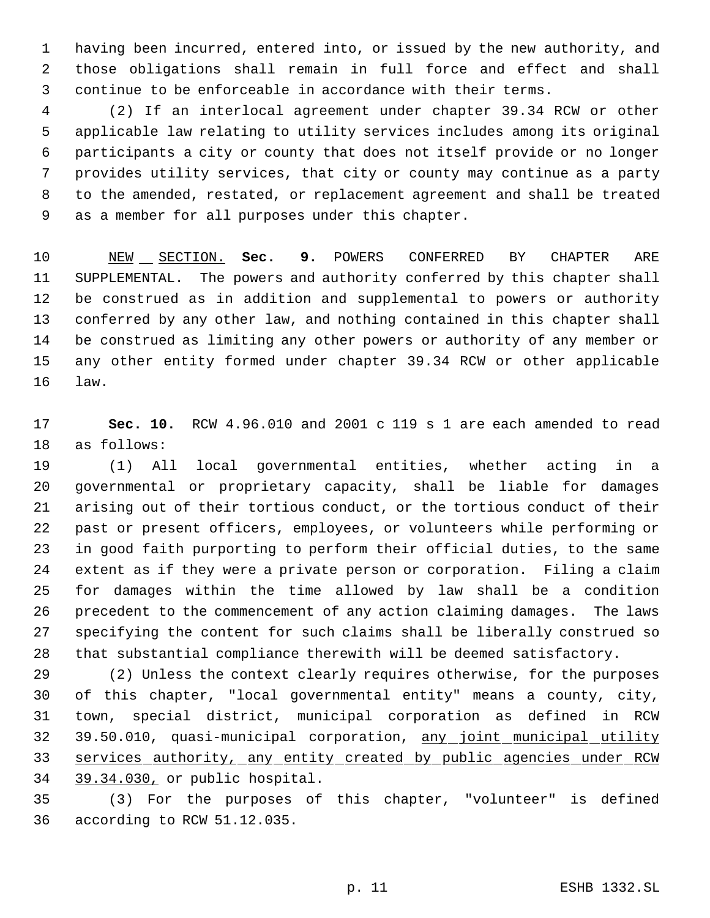having been incurred, entered into, or issued by the new authority, and those obligations shall remain in full force and effect and shall continue to be enforceable in accordance with their terms.

(2) If an interlocal agreement under chapter 39.34 RCW or other applicable law relating to utility services includes among its original participants a city or county that does not itself provide or no longer provides utility services, that city or county may continue as a party to the amended, restated, or replacement agreement and shall be treated as a member for all purposes under this chapter.

NEW SECTION. **Sec. 9.** POWERS CONFERRED BY CHAPTER ARE SUPPLEMENTAL. The powers and authority conferred by this chapter shall be construed as in addition and supplemental to powers or authority conferred by any other law, and nothing contained in this chapter shall be construed as limiting any other powers or authority of any member or any other entity formed under chapter 39.34 RCW or other applicable law.

**Sec. 10.** RCW 4.96.010 and 2001 c 119 s 1 are each amended to read as follows:

(1) All local governmental entities, whether acting in a governmental or proprietary capacity, shall be liable for damages arising out of their tortious conduct, or the tortious conduct of their past or present officers, employees, or volunteers while performing or in good faith purporting to perform their official duties, to the same extent as if they were a private person or corporation. Filing a claim for damages within the time allowed by law shall be a condition precedent to the commencement of any action claiming damages. The laws specifying the content for such claims shall be liberally construed so that substantial compliance therewith will be deemed satisfactory.

(2) Unless the context clearly requires otherwise, for the purposes of this chapter, "local governmental entity" means a county, city, town, special district, municipal corporation as defined in RCW 39.50.010, quasi-municipal corporation, any joint municipal utility services authority, any entity created by public agencies under RCW 39.34.030, or public hospital.

(3) For the purposes of this chapter, "volunteer" is defined according to RCW 51.12.035.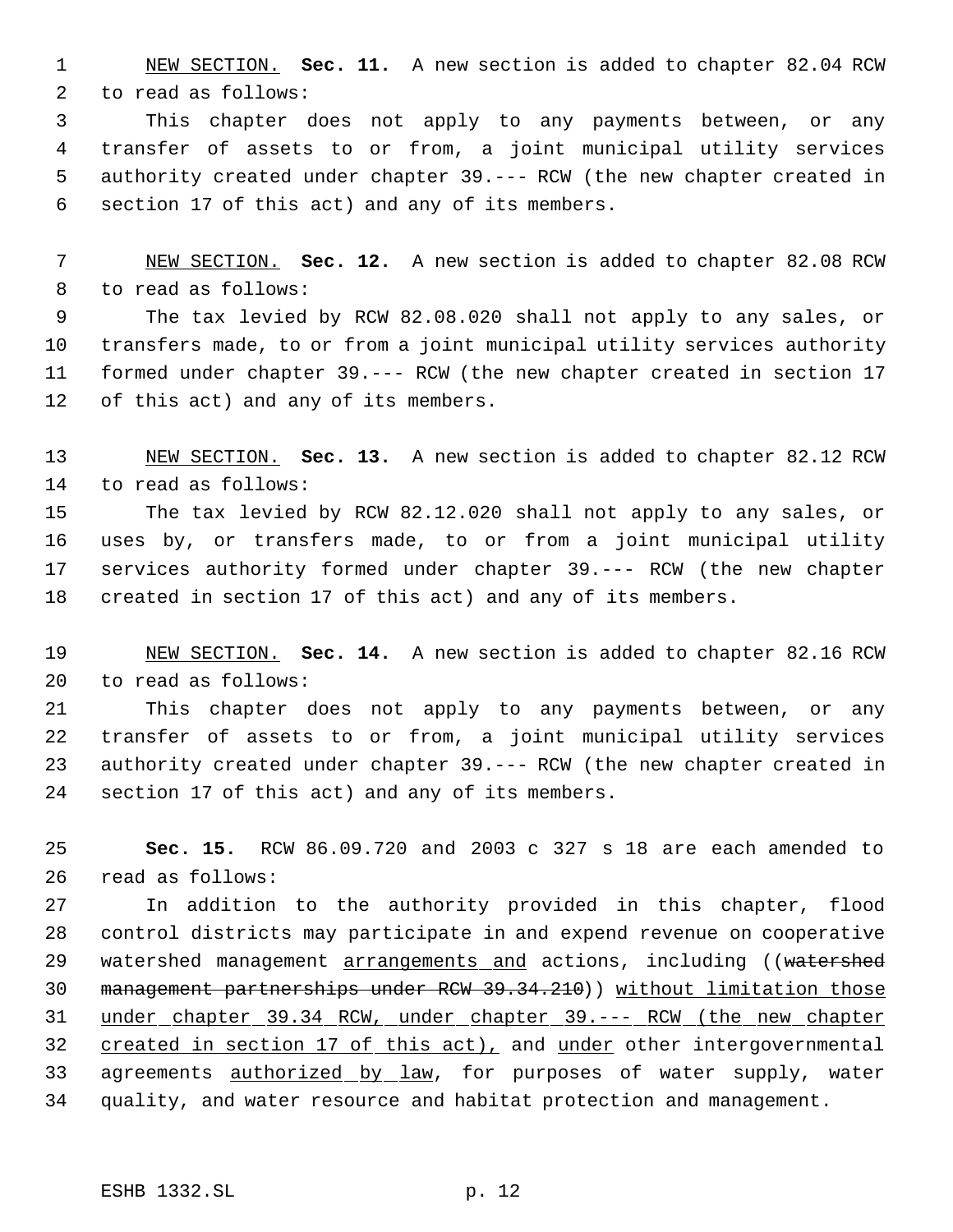NEW SECTION. **Sec. 11.** A new section is added to chapter 82.04 RCW to read as follows:

This chapter does not apply to any payments between, or any transfer of assets to or from, a joint municipal utility services authority created under chapter 39.--- RCW (the new chapter created in section 17 of this act) and any of its members.

NEW SECTION. **Sec. 12.** A new section is added to chapter 82.08 RCW to read as follows:

The tax levied by RCW 82.08.020 shall not apply to any sales, or transfers made, to or from a joint municipal utility services authority formed under chapter 39.--- RCW (the new chapter created in section 17 of this act) and any of its members.

NEW SECTION. **Sec. 13.** A new section is added to chapter 82.12 RCW to read as follows:

The tax levied by RCW 82.12.020 shall not apply to any sales, or uses by, or transfers made, to or from a joint municipal utility services authority formed under chapter 39.--- RCW (the new chapter created in section 17 of this act) and any of its members.

NEW SECTION. **Sec. 14.** A new section is added to chapter 82.16 RCW to read as follows:

This chapter does not apply to any payments between, or any transfer of assets to or from, a joint municipal utility services authority created under chapter 39.--- RCW (the new chapter created in section 17 of this act) and any of its members.

**Sec. 15.** RCW 86.09.720 and 2003 c 327 s 18 are each amended to read as follows:

In addition to the authority provided in this chapter, flood control districts may participate in and expend revenue on cooperative watershed management arrangements and actions, including ((~~watershed management partnerships under RCW 39.34.210~~)) without limitation those under chapter 39.34 RCW, under chapter 39.--- RCW (the new chapter created in section 17 of this act), and under other intergovernmental agreements authorized by law, for purposes of water supply, water quality, and water resource and habitat protection and management.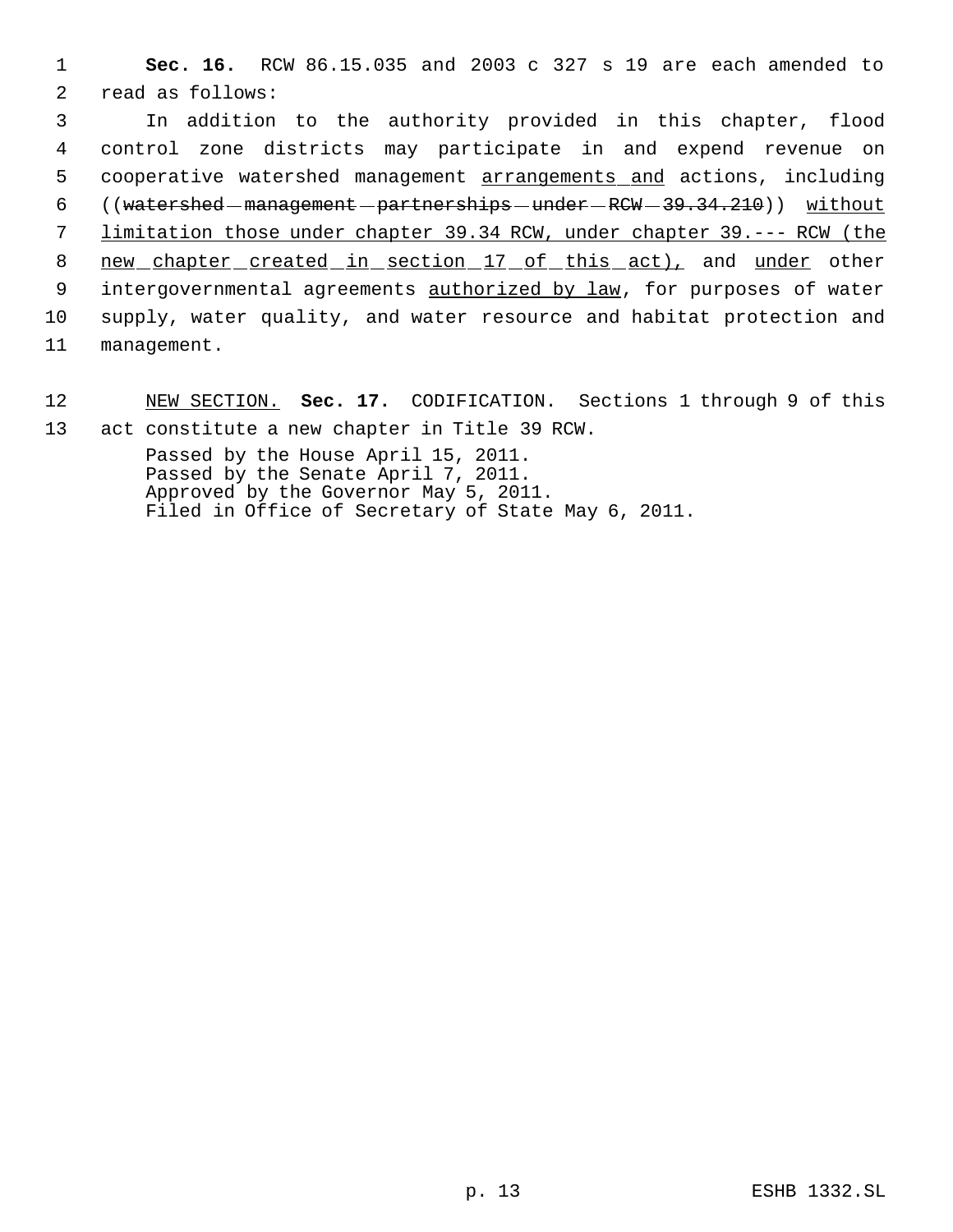**Sec. 16.** RCW 86.15.035 and 2003 c 327 s 19 are each amended to read as follows:

In addition to the authority provided in this chapter, flood control zone districts may participate in and expend revenue on cooperative watershed management arrangements and actions, including ((~~watershed management partnerships under RCW 39.34.210~~)) without limitation those under chapter 39.34 RCW, under chapter 39.--- RCW (the new chapter created in section 17 of this act), and under other intergovernmental agreements authorized by law, for purposes of water supply, water quality, and water resource and habitat protection and management.

NEW SECTION. **Sec. 17.** CODIFICATION. Sections 1 through 9 of this act constitute a new chapter in Title 39 RCW.

Passed by the House April 15, 2011.
Passed by the Senate April 7, 2011.
Approved by the Governor May 5, 2011.
Filed in Office of Secretary of State May 6, 2011.